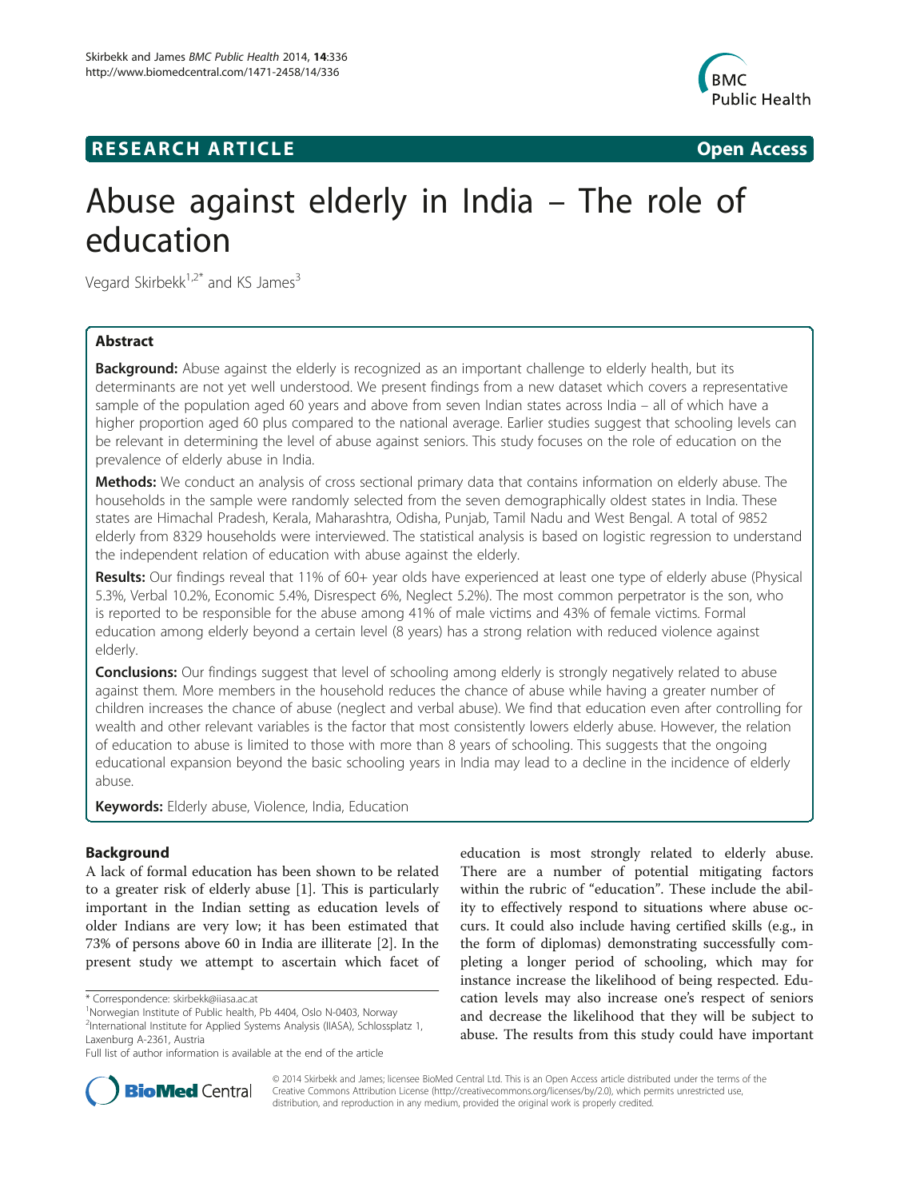**RESEARCH ARTICLE** **Open Access**

# Abuse against elderly in India – The role of education

Vegard Skirbekk[1,2*] and KS James[3]

## Abstract

**Background:** Abuse against the elderly is recognized as an important challenge to elderly health, but its determinants are not yet well understood. We present findings from a new dataset which covers a representative sample of the population aged 60 years and above from seven Indian states across India – all of which have a higher proportion aged 60 plus compared to the national average. Earlier studies suggest that schooling levels can be relevant in determining the level of abuse against seniors. This study focuses on the role of education on the prevalence of elderly abuse in India.

**Methods:** We conduct an analysis of cross sectional primary data that contains information on elderly abuse. The households in the sample were randomly selected from the seven demographically oldest states in India. These states are Himachal Pradesh, Kerala, Maharashtra, Odisha, Punjab, Tamil Nadu and West Bengal. A total of 9852 elderly from 8329 households were interviewed. The statistical analysis is based on logistic regression to understand the independent relation of education with abuse against the elderly.

**Results:** Our findings reveal that 11% of 60+ year olds have experienced at least one type of elderly abuse (Physical 5.3%, Verbal 10.2%, Economic 5.4%, Disrespect 6%, Neglect 5.2%). The most common perpetrator is the son, who is reported to be responsible for the abuse among 41% of male victims and 43% of female victims. Formal education among elderly beyond a certain level (8 years) has a strong relation with reduced violence against elderly.

**Conclusions:** Our findings suggest that level of schooling among elderly is strongly negatively related to abuse against them. More members in the household reduces the chance of abuse while having a greater number of children increases the chance of abuse (neglect and verbal abuse). We find that education even after controlling for wealth and other relevant variables is the factor that most consistently lowers elderly abuse. However, the relation of education to abuse is limited to those with more than 8 years of schooling. This suggests that the ongoing educational expansion beyond the basic schooling years in India may lead to a decline in the incidence of elderly abuse.

**Keywords:** Elderly abuse, Violence, India, Education

## Background

A lack of formal education has been shown to be related to a greater risk of elderly abuse [1]. This is particularly important in the Indian setting as education levels of older Indians are very low; it has been estimated that 73% of persons above 60 in India are illiterate [2]. In the present study we attempt to ascertain which facet of education is most strongly related to elderly abuse. There are a number of potential mitigating factors within the rubric of "education". These include the ability to effectively respond to situations where abuse occurs. It could also include having certified skills (e.g., in the form of diplomas) demonstrating successfully completing a longer period of schooling, which may for instance increase the likelihood of being respected. Education levels may also increase one's respect of seniors and decrease the likelihood that they will be subject to abuse. The results from this study could have important

\* Correspondence: skirbekk@iiasa.ac.at
[1]Norwegian Institute of Public health, Pb 4404, Oslo N-0403, Norway
[2]International Institute for Applied Systems Analysis (IIASA), Schlossplatz 1, Laxenburg A-2361, Austria
Full list of author information is available at the end of the article

© 2014 Skirbekk and James; licensee BioMed Central Ltd. This is an Open Access article distributed under the terms of the Creative Commons Attribution License (http://creativecommons.org/licenses/by/2.0), which permits unrestricted use, distribution, and reproduction in any medium, provided the original work is properly credited.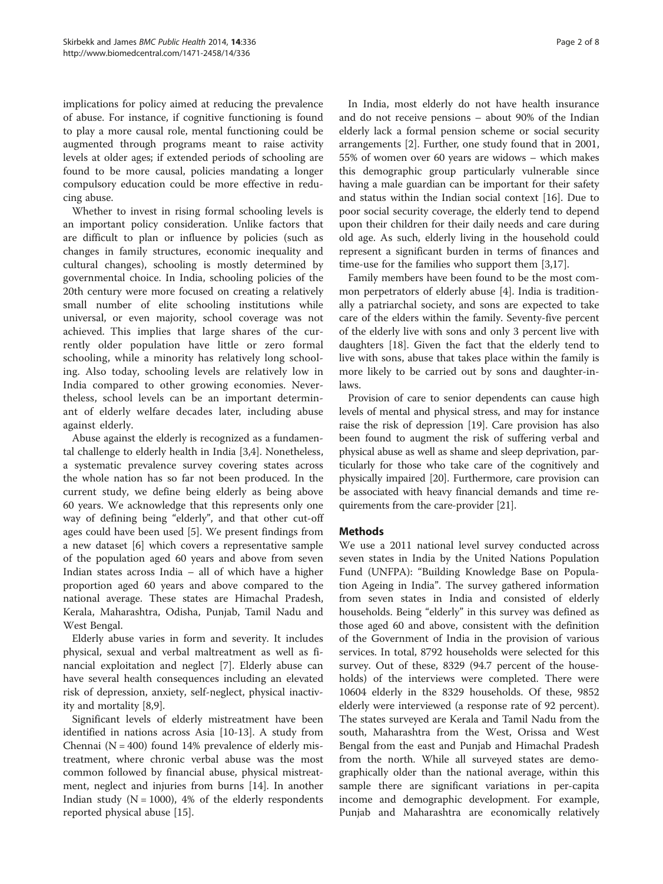implications for policy aimed at reducing the prevalence of abuse. For instance, if cognitive functioning is found to play a more causal role, mental functioning could be augmented through programs meant to raise activity levels at older ages; if extended periods of schooling are found to be more causal, policies mandating a longer compulsory education could be more effective in reducing abuse.

Whether to invest in rising formal schooling levels is an important policy consideration. Unlike factors that are difficult to plan or influence by policies (such as changes in family structures, economic inequality and cultural changes), schooling is mostly determined by governmental choice. In India, schooling policies of the 20th century were more focused on creating a relatively small number of elite schooling institutions while universal, or even majority, school coverage was not achieved. This implies that large shares of the currently older population have little or zero formal schooling, while a minority has relatively long schooling. Also today, schooling levels are relatively low in India compared to other growing economies. Nevertheless, school levels can be an important determinant of elderly welfare decades later, including abuse against elderly.

Abuse against the elderly is recognized as a fundamental challenge to elderly health in India [3,4]. Nonetheless, a systematic prevalence survey covering states across the whole nation has so far not been produced. In the current study, we define being elderly as being above 60 years. We acknowledge that this represents only one way of defining being "elderly", and that other cut-off ages could have been used [5]. We present findings from a new dataset [6] which covers a representative sample of the population aged 60 years and above from seven Indian states across India – all of which have a higher proportion aged 60 years and above compared to the national average. These states are Himachal Pradesh, Kerala, Maharashtra, Odisha, Punjab, Tamil Nadu and West Bengal.

Elderly abuse varies in form and severity. It includes physical, sexual and verbal maltreatment as well as financial exploitation and neglect [7]. Elderly abuse can have several health consequences including an elevated risk of depression, anxiety, self-neglect, physical inactivity and mortality [8,9].

Significant levels of elderly mistreatment have been identified in nations across Asia [10-13]. A study from Chennai (N = 400) found 14% prevalence of elderly mistreatment, where chronic verbal abuse was the most common followed by financial abuse, physical mistreatment, neglect and injuries from burns [14]. In another Indian study (N = 1000), 4% of the elderly respondents reported physical abuse [15].

In India, most elderly do not have health insurance and do not receive pensions – about 90% of the Indian elderly lack a formal pension scheme or social security arrangements [2]. Further, one study found that in 2001, 55% of women over 60 years are widows – which makes this demographic group particularly vulnerable since having a male guardian can be important for their safety and status within the Indian social context [16]. Due to poor social security coverage, the elderly tend to depend upon their children for their daily needs and care during old age. As such, elderly living in the household could represent a significant burden in terms of finances and time-use for the families who support them [3,17].

Family members have been found to be the most common perpetrators of elderly abuse [4]. India is traditionally a patriarchal society, and sons are expected to take care of the elders within the family. Seventy-five percent of the elderly live with sons and only 3 percent live with daughters [18]. Given the fact that the elderly tend to live with sons, abuse that takes place within the family is more likely to be carried out by sons and daughter-in-laws.

Provision of care to senior dependents can cause high levels of mental and physical stress, and may for instance raise the risk of depression [19]. Care provision has also been found to augment the risk of suffering verbal and physical abuse as well as shame and sleep deprivation, particularly for those who take care of the cognitively and physically impaired [20]. Furthermore, care provision can be associated with heavy financial demands and time requirements from the care-provider [21].

## Methods

We use a 2011 national level survey conducted across seven states in India by the United Nations Population Fund (UNFPA): "Building Knowledge Base on Population Ageing in India". The survey gathered information from seven states in India and consisted of elderly households. Being "elderly" in this survey was defined as those aged 60 and above, consistent with the definition of the Government of India in the provision of various services. In total, 8792 households were selected for this survey. Out of these, 8329 (94.7 percent of the households) of the interviews were completed. There were 10604 elderly in the 8329 households. Of these, 9852 elderly were interviewed (a response rate of 92 percent). The states surveyed are Kerala and Tamil Nadu from the south, Maharashtra from the West, Orissa and West Bengal from the east and Punjab and Himachal Pradesh from the north. While all surveyed states are demographically older than the national average, within this sample there are significant variations in per-capita income and demographic development. For example, Punjab and Maharashtra are economically relatively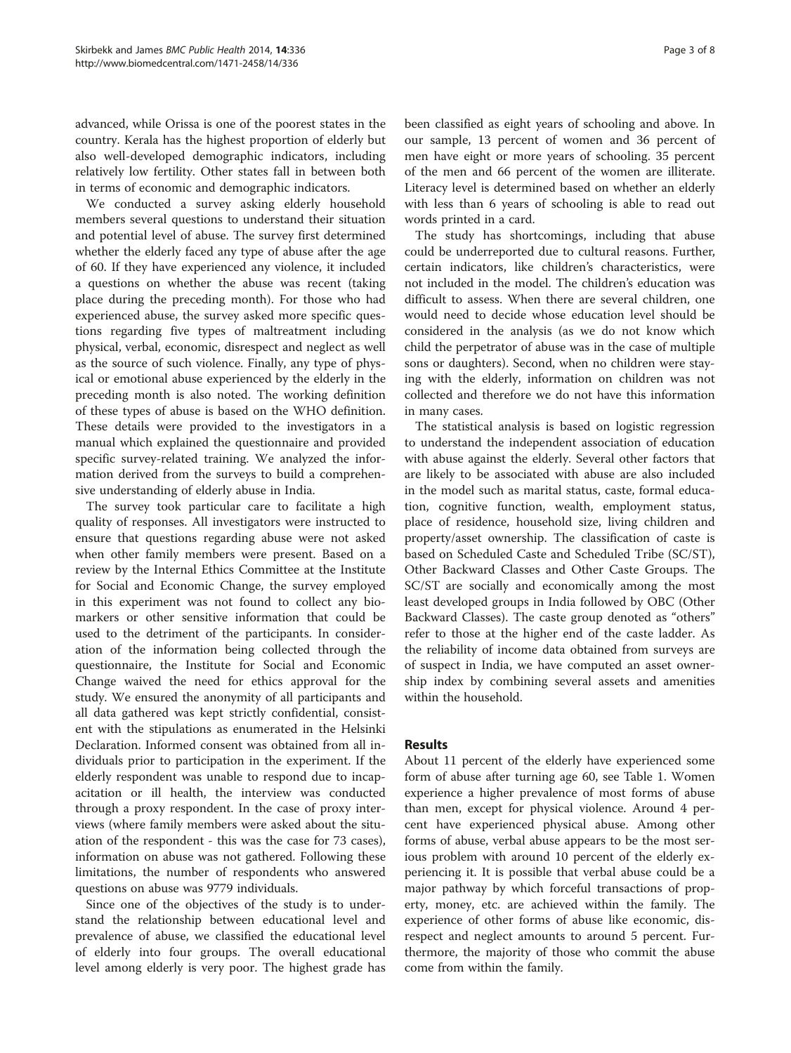advanced, while Orissa is one of the poorest states in the country. Kerala has the highest proportion of elderly but also well-developed demographic indicators, including relatively low fertility. Other states fall in between both in terms of economic and demographic indicators.

We conducted a survey asking elderly household members several questions to understand their situation and potential level of abuse. The survey first determined whether the elderly faced any type of abuse after the age of 60. If they have experienced any violence, it included a questions on whether the abuse was recent (taking place during the preceding month). For those who had experienced abuse, the survey asked more specific questions regarding five types of maltreatment including physical, verbal, economic, disrespect and neglect as well as the source of such violence. Finally, any type of physical or emotional abuse experienced by the elderly in the preceding month is also noted. The working definition of these types of abuse is based on the WHO definition. These details were provided to the investigators in a manual which explained the questionnaire and provided specific survey-related training. We analyzed the information derived from the surveys to build a comprehensive understanding of elderly abuse in India.

The survey took particular care to facilitate a high quality of responses. All investigators were instructed to ensure that questions regarding abuse were not asked when other family members were present. Based on a review by the Internal Ethics Committee at the Institute for Social and Economic Change, the survey employed in this experiment was not found to collect any biomarkers or other sensitive information that could be used to the detriment of the participants. In consideration of the information being collected through the questionnaire, the Institute for Social and Economic Change waived the need for ethics approval for the study. We ensured the anonymity of all participants and all data gathered was kept strictly confidential, consistent with the stipulations as enumerated in the Helsinki Declaration. Informed consent was obtained from all individuals prior to participation in the experiment. If the elderly respondent was unable to respond due to incapacitation or ill health, the interview was conducted through a proxy respondent. In the case of proxy interviews (where family members were asked about the situation of the respondent - this was the case for 73 cases), information on abuse was not gathered. Following these limitations, the number of respondents who answered questions on abuse was 9779 individuals.

Since one of the objectives of the study is to understand the relationship between educational level and prevalence of abuse, we classified the educational level of elderly into four groups. The overall educational level among elderly is very poor. The highest grade has been classified as eight years of schooling and above. In our sample, 13 percent of women and 36 percent of men have eight or more years of schooling. 35 percent of the men and 66 percent of the women are illiterate. Literacy level is determined based on whether an elderly with less than 6 years of schooling is able to read out words printed in a card.

The study has shortcomings, including that abuse could be underreported due to cultural reasons. Further, certain indicators, like children's characteristics, were not included in the model. The children's education was difficult to assess. When there are several children, one would need to decide whose education level should be considered in the analysis (as we do not know which child the perpetrator of abuse was in the case of multiple sons or daughters). Second, when no children were staying with the elderly, information on children was not collected and therefore we do not have this information in many cases.

The statistical analysis is based on logistic regression to understand the independent association of education with abuse against the elderly. Several other factors that are likely to be associated with abuse are also included in the model such as marital status, caste, formal education, cognitive function, wealth, employment status, place of residence, household size, living children and property/asset ownership. The classification of caste is based on Scheduled Caste and Scheduled Tribe (SC/ST), Other Backward Classes and Other Caste Groups. The SC/ST are socially and economically among the most least developed groups in India followed by OBC (Other Backward Classes). The caste group denoted as "others" refer to those at the higher end of the caste ladder. As the reliability of income data obtained from surveys are of suspect in India, we have computed an asset ownership index by combining several assets and amenities within the household.

## Results

About 11 percent of the elderly have experienced some form of abuse after turning age 60, see Table 1. Women experience a higher prevalence of most forms of abuse than men, except for physical violence. Around 4 percent have experienced physical abuse. Among other forms of abuse, verbal abuse appears to be the most serious problem with around 10 percent of the elderly experiencing it. It is possible that verbal abuse could be a major pathway by which forceful transactions of property, money, etc. are achieved within the family. The experience of other forms of abuse like economic, disrespect and neglect amounts to around 5 percent. Furthermore, the majority of those who commit the abuse come from within the family.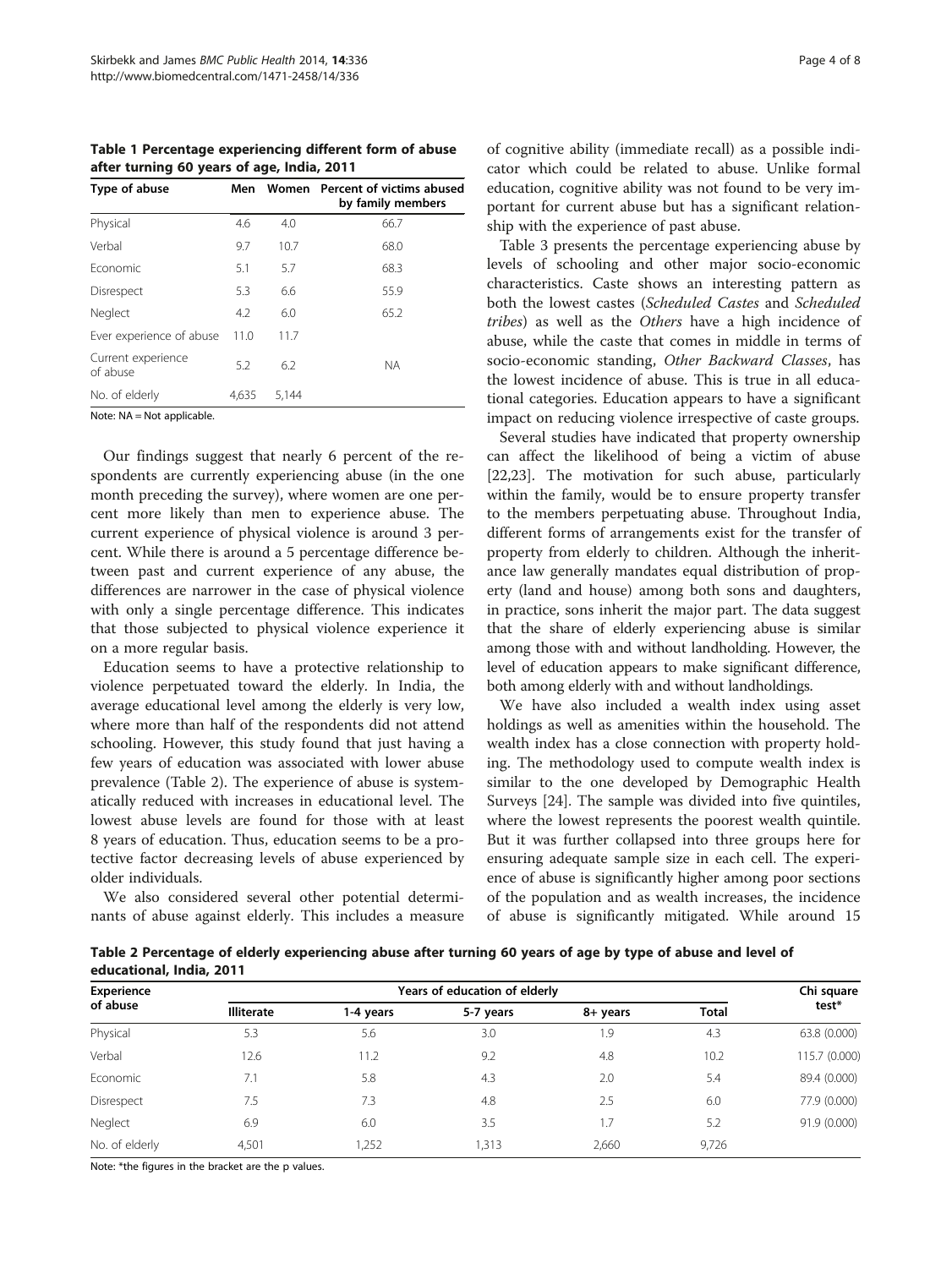**Table 1 Percentage experiencing different form of abuse after turning 60 years of age, India, 2011**

| Type of abuse | Men | Women | Percent of victims abused by family members |
|---|---|---|---|
| Physical | 4.6 | 4.0 | 66.7 |
| Verbal | 9.7 | 10.7 | 68.0 |
| Economic | 5.1 | 5.7 | 68.3 |
| Disrespect | 5.3 | 6.6 | 55.9 |
| Neglect | 4.2 | 6.0 | 65.2 |
| Ever experience of abuse | 11.0 | 11.7 | |
| Current experience of abuse | 5.2 | 6.2 | NA |
| No. of elderly | 4,635 | 5,144 | |

Note: NA = Not applicable.

Our findings suggest that nearly 6 percent of the respondents are currently experiencing abuse (in the one month preceding the survey), where women are one percent more likely than men to experience abuse. The current experience of physical violence is around 3 percent. While there is around a 5 percentage difference between past and current experience of any abuse, the differences are narrower in the case of physical violence with only a single percentage difference. This indicates that those subjected to physical violence experience it on a more regular basis.

Education seems to have a protective relationship to violence perpetuated toward the elderly. In India, the average educational level among the elderly is very low, where more than half of the respondents did not attend schooling. However, this study found that just having a few years of education was associated with lower abuse prevalence (Table 2). The experience of abuse is systematically reduced with increases in educational level. The lowest abuse levels are found for those with at least 8 years of education. Thus, education seems to be a protective factor decreasing levels of abuse experienced by older individuals.

We also considered several other potential determinants of abuse against elderly. This includes a measure of cognitive ability (immediate recall) as a possible indicator which could be related to abuse. Unlike formal education, cognitive ability was not found to be very important for current abuse but has a significant relationship with the experience of past abuse.

Table 3 presents the percentage experiencing abuse by levels of schooling and other major socio-economic characteristics. Caste shows an interesting pattern as both the lowest castes (*Scheduled Castes* and *Scheduled tribes*) as well as the *Others* have a high incidence of abuse, while the caste that comes in middle in terms of socio-economic standing, *Other Backward Classes*, has the lowest incidence of abuse. This is true in all educational categories. Education appears to have a significant impact on reducing violence irrespective of caste groups.

Several studies have indicated that property ownership can affect the likelihood of being a victim of abuse [22,23]. The motivation for such abuse, particularly within the family, would be to ensure property transfer to the members perpetuating abuse. Throughout India, different forms of arrangements exist for the transfer of property from elderly to children. Although the inheritance law generally mandates equal distribution of property (land and house) among both sons and daughters, in practice, sons inherit the major part. The data suggest that the share of elderly experiencing abuse is similar among those with and without landholding. However, the level of education appears to make significant difference, both among elderly with and without landholdings.

We have also included a wealth index using asset holdings as well as amenities within the household. The wealth index has a close connection with property holding. The methodology used to compute wealth index is similar to the one developed by Demographic Health Surveys [24]. The sample was divided into five quintiles, where the lowest represents the poorest wealth quintile. But it was further collapsed into three groups here for ensuring adequate sample size in each cell. The experience of abuse is significantly higher among poor sections of the population and as wealth increases, the incidence of abuse is significantly mitigated. While around 15

**Table 2 Percentage of elderly experiencing abuse after turning 60 years of age by type of abuse and level of educational, India, 2011**

| Experience of abuse | Years of education of elderly | | | | | Chi square test* |
|---|---|---|---|---|---|---|
| | Illiterate | 1-4 years | 5-7 years | 8+ years | Total | |
| Physical | 5.3 | 5.6 | 3.0 | 1.9 | 4.3 | 63.8 (0.000) |
| Verbal | 12.6 | 11.2 | 9.2 | 4.8 | 10.2 | 115.7 (0.000) |
| Economic | 7.1 | 5.8 | 4.3 | 2.0 | 5.4 | 89.4 (0.000) |
| Disrespect | 7.5 | 7.3 | 4.8 | 2.5 | 6.0 | 77.9 (0.000) |
| Neglect | 6.9 | 6.0 | 3.5 | 1.7 | 5.2 | 91.9 (0.000) |
| No. of elderly | 4,501 | 1,252 | 1,313 | 2,660 | 9,726 | |

Note: *the figures in the bracket are the p values.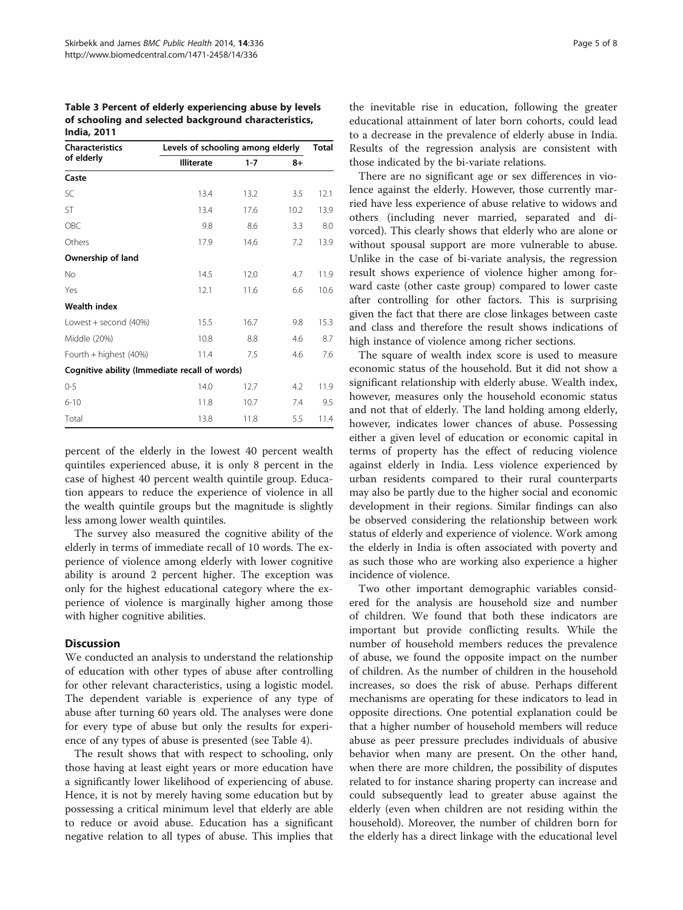**Table 3 Percent of elderly experiencing abuse by levels of schooling and selected background characteristics, India, 2011**

| Characteristics of elderly | Levels of schooling among elderly | | | Total |
|---|---|---|---|---|
| | Illiterate | 1-7 | 8+ | |
| **Caste** | | | | |
| SC | 13.4 | 13.2 | 3.5 | 12.1 |
| ST | 13.4 | 17.6 | 10.2 | 13.9 |
| OBC | 9.8 | 8.6 | 3.3 | 8.0 |
| Others | 17.9 | 14.6 | 7.2 | 13.9 |
| **Ownership of land** | | | | |
| No | 14.5 | 12.0 | 4.7 | 11.9 |
| Yes | 12.1 | 11.6 | 6.6 | 10.6 |
| **Wealth index** | | | | |
| Lowest + second (40%) | 15.5 | 16.7 | 9.8 | 15.3 |
| Middle (20%) | 10.8 | 8.8 | 4.6 | 8.7 |
| Fourth + highest (40%) | 11.4 | 7.5 | 4.6 | 7.6 |
| **Cognitive ability (Immediate recall of words)** | | | | |
| 0-5 | 14.0 | 12.7 | 4.2 | 11.9 |
| 6-10 | 11.8 | 10.7 | 7.4 | 9.5 |
| Total | 13.8 | 11.8 | 5.5 | 11.4 |

percent of the elderly in the lowest 40 percent wealth quintiles experienced abuse, it is only 8 percent in the case of highest 40 percent wealth quintile group. Education appears to reduce the experience of violence in all the wealth quintile groups but the magnitude is slightly less among lower wealth quintiles.

The survey also measured the cognitive ability of the elderly in terms of immediate recall of 10 words. The experience of violence among elderly with lower cognitive ability is around 2 percent higher. The exception was only for the highest educational category where the experience of violence is marginally higher among those with higher cognitive abilities.

## Discussion

We conducted an analysis to understand the relationship of education with other types of abuse after controlling for other relevant characteristics, using a logistic model. The dependent variable is experience of any type of abuse after turning 60 years old. The analyses were done for every type of abuse but only the results for experience of any types of abuse is presented (see Table 4).

The result shows that with respect to schooling, only those having at least eight years or more education have a significantly lower likelihood of experiencing of abuse. Hence, it is not by merely having some education but by possessing a critical minimum level that elderly are able to reduce or avoid abuse. Education has a significant negative relation to all types of abuse. This implies that the inevitable rise in education, following the greater educational attainment of later born cohorts, could lead to a decrease in the prevalence of elderly abuse in India. Results of the regression analysis are consistent with those indicated by the bi-variate relations.

There are no significant age or sex differences in violence against the elderly. However, those currently married have less experience of abuse relative to widows and others (including never married, separated and divorced). This clearly shows that elderly who are alone or without spousal support are more vulnerable to abuse. Unlike in the case of bi-variate analysis, the regression result shows experience of violence higher among forward caste (other caste group) compared to lower caste after controlling for other factors. This is surprising given the fact that there are close linkages between caste and class and therefore the result shows indications of high instance of violence among richer sections.

The square of wealth index score is used to measure economic status of the household. But it did not show a significant relationship with elderly abuse. Wealth index, however, measures only the household economic status and not that of elderly. The land holding among elderly, however, indicates lower chances of abuse. Possessing either a given level of education or economic capital in terms of property has the effect of reducing violence against elderly in India. Less violence experienced by urban residents compared to their rural counterparts may also be partly due to the higher social and economic development in their regions. Similar findings can also be observed considering the relationship between work status of elderly and experience of violence. Work among the elderly in India is often associated with poverty and as such those who are working also experience a higher incidence of violence.

Two other important demographic variables considered for the analysis are household size and number of children. We found that both these indicators are important but provide conflicting results. While the number of household members reduces the prevalence of abuse, we found the opposite impact on the number of children. As the number of children in the household increases, so does the risk of abuse. Perhaps different mechanisms are operating for these indicators to lead in opposite directions. One potential explanation could be that a higher number of household members will reduce abuse as peer pressure precludes individuals of abusive behavior when many are present. On the other hand, when there are more children, the possibility of disputes related to for instance sharing property can increase and could subsequently lead to greater abuse against the elderly (even when children are not residing within the household). Moreover, the number of children born for the elderly has a direct linkage with the educational level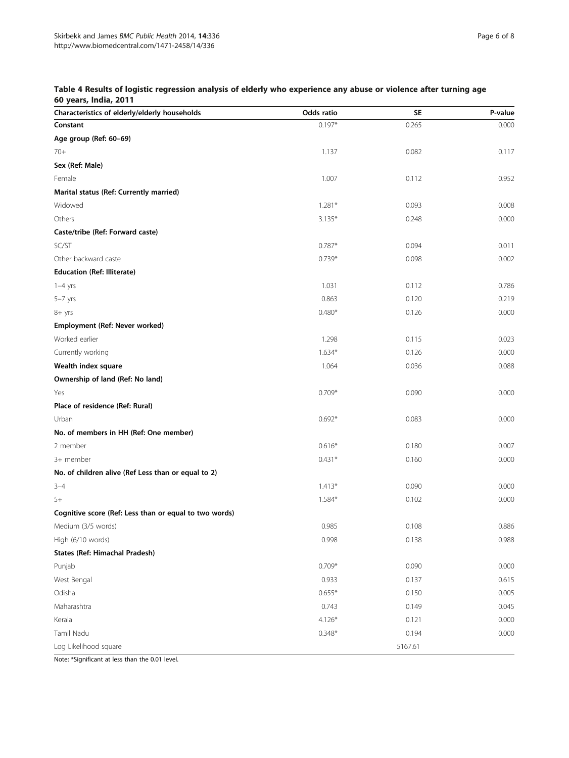**Table 4 Results of logistic regression analysis of elderly who experience any abuse or violence after turning age 60 years, India, 2011**

| Characteristics of elderly/elderly households | Odds ratio | SE | P-value |
|---|---|---|---|
| **Constant** | 0.197* | 0.265 | 0.000 |
| **Age group (Ref: 60–69)** | | | |
| 70+ | 1.137 | 0.082 | 0.117 |
| **Sex (Ref: Male)** | | | |
| Female | 1.007 | 0.112 | 0.952 |
| **Marital status (Ref: Currently married)** | | | |
| Widowed | 1.281* | 0.093 | 0.008 |
| Others | 3.135* | 0.248 | 0.000 |
| **Caste/tribe (Ref: Forward caste)** | | | |
| SC/ST | 0.787* | 0.094 | 0.011 |
| Other backward caste | 0.739* | 0.098 | 0.002 |
| **Education (Ref: Illiterate)** | | | |
| 1–4 yrs | 1.031 | 0.112 | 0.786 |
| 5–7 yrs | 0.863 | 0.120 | 0.219 |
| 8+ yrs | 0.480* | 0.126 | 0.000 |
| **Employment (Ref: Never worked)** | | | |
| Worked earlier | 1.298 | 0.115 | 0.023 |
| Currently working | 1.634* | 0.126 | 0.000 |
| **Wealth index square** | 1.064 | 0.036 | 0.088 |
| **Ownership of land (Ref: No land)** | | | |
| Yes | 0.709* | 0.090 | 0.000 |
| **Place of residence (Ref: Rural)** | | | |
| Urban | 0.692* | 0.083 | 0.000 |
| **No. of members in HH (Ref: One member)** | | | |
| 2 member | 0.616* | 0.180 | 0.007 |
| 3+ member | 0.431* | 0.160 | 0.000 |
| **No. of children alive (Ref Less than or equal to 2)** | | | |
| 3–4 | 1.413* | 0.090 | 0.000 |
| 5+ | 1.584* | 0.102 | 0.000 |
| **Cognitive score (Ref: Less than or equal to two words)** | | | |
| Medium (3/5 words) | 0.985 | 0.108 | 0.886 |
| High (6/10 words) | 0.998 | 0.138 | 0.988 |
| **States (Ref: Himachal Pradesh)** | | | |
| Punjab | 0.709* | 0.090 | 0.000 |
| West Bengal | 0.933 | 0.137 | 0.615 |
| Odisha | 0.655* | 0.150 | 0.005 |
| Maharashtra | 0.743 | 0.149 | 0.045 |
| Kerala | 4.126* | 0.121 | 0.000 |
| Tamil Nadu | 0.348* | 0.194 | 0.000 |
| Log Likelihood square | | 5167.61 | |

Note: *Significant at less than the 0.01 level.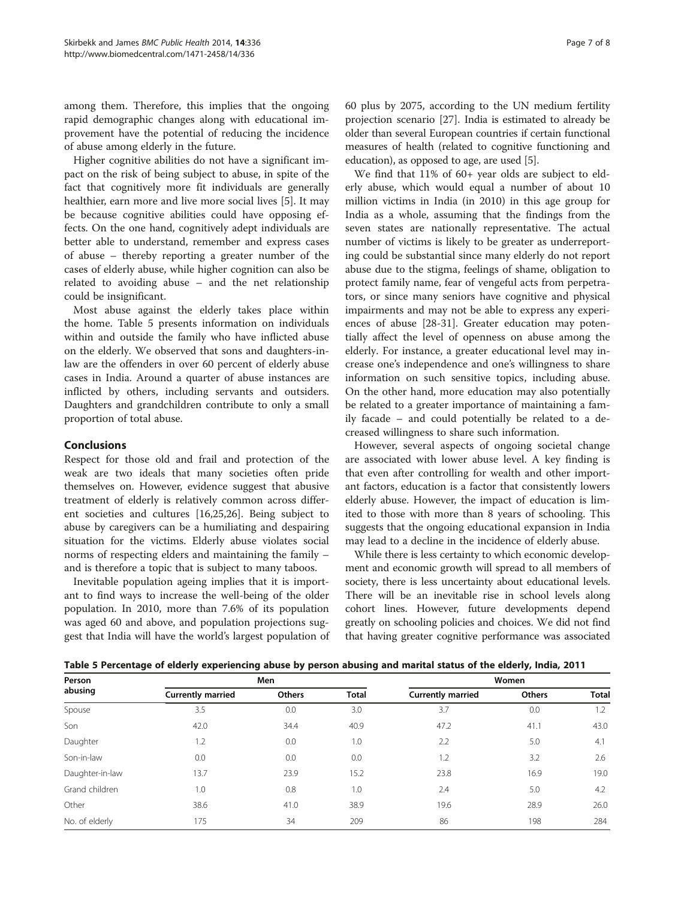among them. Therefore, this implies that the ongoing rapid demographic changes along with educational improvement have the potential of reducing the incidence of abuse among elderly in the future.

Higher cognitive abilities do not have a significant impact on the risk of being subject to abuse, in spite of the fact that cognitively more fit individuals are generally healthier, earn more and live more social lives [5]. It may be because cognitive abilities could have opposing effects. On the one hand, cognitively adept individuals are better able to understand, remember and express cases of abuse – thereby reporting a greater number of the cases of elderly abuse, while higher cognition can also be related to avoiding abuse – and the net relationship could be insignificant.

Most abuse against the elderly takes place within the home. Table 5 presents information on individuals within and outside the family who have inflicted abuse on the elderly. We observed that sons and daughters-in-law are the offenders in over 60 percent of elderly abuse cases in India. Around a quarter of abuse instances are inflicted by others, including servants and outsiders. Daughters and grandchildren contribute to only a small proportion of total abuse.

## Conclusions

Respect for those old and frail and protection of the weak are two ideals that many societies often pride themselves on. However, evidence suggest that abusive treatment of elderly is relatively common across different societies and cultures [16,25,26]. Being subject to abuse by caregivers can be a humiliating and despairing situation for the victims. Elderly abuse violates social norms of respecting elders and maintaining the family – and is therefore a topic that is subject to many taboos.

Inevitable population ageing implies that it is important to find ways to increase the well-being of the older population. In 2010, more than 7.6% of its population was aged 60 and above, and population projections suggest that India will have the world's largest population of 60 plus by 2075, according to the UN medium fertility projection scenario [27]. India is estimated to already be older than several European countries if certain functional measures of health (related to cognitive functioning and education), as opposed to age, are used [5].

We find that 11% of 60+ year olds are subject to elderly abuse, which would equal a number of about 10 million victims in India (in 2010) in this age group for India as a whole, assuming that the findings from the seven states are nationally representative. The actual number of victims is likely to be greater as underreporting could be substantial since many elderly do not report abuse due to the stigma, feelings of shame, obligation to protect family name, fear of vengeful acts from perpetrators, or since many seniors have cognitive and physical impairments and may not be able to express any experiences of abuse [28-31]. Greater education may potentially affect the level of openness on abuse among the elderly. For instance, a greater educational level may increase one's independence and one's willingness to share information on such sensitive topics, including abuse. On the other hand, more education may also potentially be related to a greater importance of maintaining a family facade – and could potentially be related to a decreased willingness to share such information.

However, several aspects of ongoing societal change are associated with lower abuse level. A key finding is that even after controlling for wealth and other important factors, education is a factor that consistently lowers elderly abuse. However, the impact of education is limited to those with more than 8 years of schooling. This suggests that the ongoing educational expansion in India may lead to a decline in the incidence of elderly abuse.

While there is less certainty to which economic development and economic growth will spread to all members of society, there is less uncertainty about educational levels. There will be an inevitable rise in school levels along cohort lines. However, future developments depend greatly on schooling policies and choices. We did not find that having greater cognitive performance was associated

**Table 5 Percentage of elderly experiencing abuse by person abusing and marital status of the elderly, India, 2011**

| Person abusing | Men | | | Women | | |
|---|---|---|---|---|---|---|
| | Currently married | Others | Total | Currently married | Others | Total |
| Spouse | 3.5 | 0.0 | 3.0 | 3.7 | 0.0 | 1.2 |
| Son | 42.0 | 34.4 | 40.9 | 47.2 | 41.1 | 43.0 |
| Daughter | 1.2 | 0.0 | 1.0 | 2.2 | 5.0 | 4.1 |
| Son-in-law | 0.0 | 0.0 | 0.0 | 1.2 | 3.2 | 2.6 |
| Daughter-in-law | 13.7 | 23.9 | 15.2 | 23.8 | 16.9 | 19.0 |
| Grand children | 1.0 | 0.8 | 1.0 | 2.4 | 5.0 | 4.2 |
| Other | 38.6 | 41.0 | 38.9 | 19.6 | 28.9 | 26.0 |
| No. of elderly | 175 | 34 | 209 | 86 | 198 | 284 |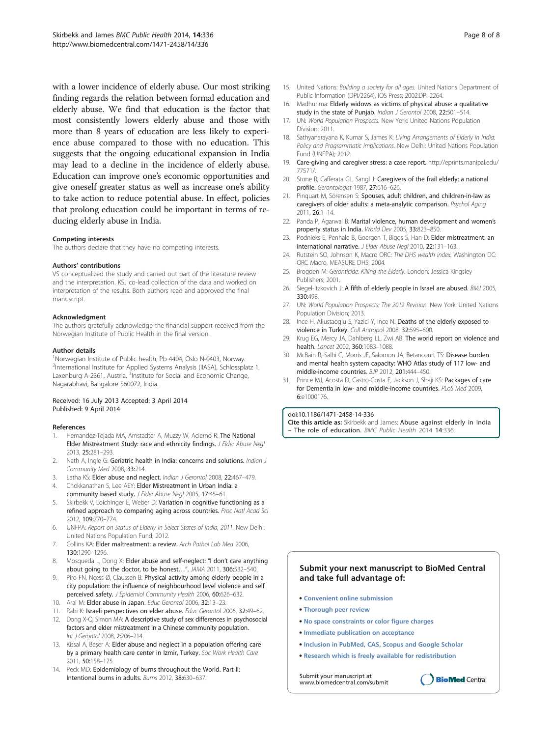with a lower incidence of elderly abuse. Our most striking finding regards the relation between formal education and elderly abuse. We find that education is the factor that most consistently lowers elderly abuse and those with more than 8 years of education are less likely to experience abuse compared to those with no education. This suggests that the ongoing educational expansion in India may lead to a decline in the incidence of elderly abuse. Education can improve one's economic opportunities and give oneself greater status as well as increase one's ability to take action to reduce potential abuse. In effect, policies that prolong education could be important in terms of reducing elderly abuse in India.

#### Competing interests

The authors declare that they have no competing interests.

#### Authors' contributions

VS conceptualized the study and carried out part of the literature review and the interpretation. KSJ co-lead collection of the data and worked on interpretation of the results. Both authors read and approved the final manuscript.

#### Acknowledgment

The authors gratefully acknowledge the financial support received from the Norwegian Institute of Public Health in the final version.

#### Author details

[1]Norwegian Institute of Public health, Pb 4404, Oslo N-0403, Norway. [2]International Institute for Applied Systems Analysis (IIASA), Schlossplatz 1, Laxenburg A-2361, Austria. [3]Institute for Social and Economic Change, Nagarabhavi, Bangalore 560072, India.

Received: 16 July 2013 Accepted: 3 April 2014
Published: 9 April 2014

#### References

1. Hernandez-Tejada MA, Amstadter A, Muzzy W, Acierno R: **The National Elder Mistreatment Study: race and ethnicity findings.** *J Elder Abuse Negl* 2013, **25:**281–293.
2. Nath A, Ingle G: **Geriatric health in India: concerns and solutions.** *Indian J Community Med* 2008, **33:**214.
3. Latha KS: **Elder abuse and neglect.** *Indian J Gerontol* 2008, **22:**467–479.
4. Chokkanathan S, Lee AEY: **Elder Mistreatment in Urban India: a community based study.** *J Elder Abuse Negl* 2005, **17:**45–61.
5. Skirbekk V, Loichinger E, Weber D: **Variation in cognitive functioning as a refined approach to comparing aging across countries.** *Proc Natl Acad Sci* 2012, **109:**770–774.
6. UNFPA: *Report on Status of Elderly in Select States of India, 2011.* New Delhi: United Nations Population Fund; 2012.
7. Collins KA: **Elder maltreatment: a review.** *Arch Pathol Lab Med* 2006, **130:**1290–1296.
8. Mosqueda L, Dong X: **Elder abuse and self-neglect: "I don't care anything about going to the doctor, to be honest…".** *JAMA* 2011, **306:**532–540.
9. Piro FN, Næss Ø, Claussen B: **Physical activity among elderly people in a city population: the influence of neighbourhood level violence and self perceived safety.** *J Epidemiol Community Health* 2006, **60:**626–632.
10. Arai M: **Elder abuse in Japan.** *Educ Gerontol* 2006, **32:**13–23.
11. Rabi K: **Israeli perspectives on elder abuse.** *Educ Gerontol* 2006, **32:**49–62.
12. Dong X-Q, Simon MA: **A descriptive study of sex differences in psychosocial factors and elder mistreatment in a Chinese community population.** *Int J Gerontol* 2008, **2:**206–214.
13. Kissal A, Beşer A: **Elder abuse and neglect in a population offering care by a primary health care center in Izmir, Turkey.** *Soc Work Health Care* 2011, **50:**158–175.
14. Peck MD: **Epidemiology of burns throughout the World. Part II: Intentional burns in adults.** *Burns* 2012, **38:**630–637.
15. United Nations: *Building a society for all ages.* United Nations Department of Public Information (DPI/2264), IOS Press; 2002:DPI 2264.
16. Madhurima: **Elderly widows as victims of physical abuse: a qualitative study in the state of Punjab.** *Indian J Gerontol* 2008, **22:**501–514.
17. UN: *World Population Prospects.* New York: United Nations Population Division; 2011.
18. Sathyanarayana K, Kumar S, James K: *Living Arrangements of Elderly in India: Policy and Programmatic Implications.* New Delhi: United Nations Population Fund (UNFPA); 2012.
19. **Care-giving and caregiver stress: a case report.** http://eprints.manipal.edu/77571/.
20. Stone R, Cafferata GL, Sangl J: **Caregivers of the frail elderly: a national profile.** *Gerontologist* 1987, **27:**616–626.
21. Pinquart M, Sörensen S: **Spouses, adult children, and children-in-law as caregivers of older adults: a meta-analytic comparison.** *Psychol Aging* 2011, **26:**1–14.
22. Panda P, Agarwal B: **Marital violence, human development and women's property status in India.** *World Dev* 2005, **33:**823–850.
23. Podnieks E, Penhale B, Goergen T, Biggs S, Han D: **Elder mistreatment: an international narrative.** *J Elder Abuse Negl* 2010, **22:**131–163.
24. Rutstein SO, Johnson K, Macro ORC: *The DHS wealth index.* Washington DC: ORC Macro, MEASURE DHS; 2004.
25. Brogden M: *Geronticide: Killing the Elderly.* London: Jessica Kingsley Publishers; 2001.
26. Siegel-Itzkovich J: **A fifth of elderly people in Israel are abused.** *BMJ* 2005, **330:**498.
27. UN: *World Population Prospects: The 2012 Revision.* New York: United Nations Population Division; 2013.
28. Ince H, Aliustaoglu S, Yazici Y, Ince N: **Deaths of the elderly exposed to violence in Turkey.** *Coll Antropol* 2008, **32:**595–600.
29. Krug EG, Mercy JA, Dahlberg LL, Zwi AB: **The world report on violence and health.** *Lancet* 2002, **360:**1083–1088.
30. McBain R, Salhi C, Morris JE, Salomon JA, Betancourt TS: **Disease burden and mental health system capacity: WHO Atlas study of 117 low- and middle-income countries.** *BJP* 2012, **201:**444–450.
31. Prince MJ, Acosta D, Castro-Costa E, Jackson J, Shaji KS: **Packages of care for Dementia in low- and middle-income countries.** *PLoS Med* 2009, **6:**e1000176.

doi:10.1186/1471-2458-14-336
**Cite this article as:** Skirbekk and James: Abuse against elderly in India – The role of education. *BMC Public Health* 2014 **14**:336.

**Submit your next manuscript to BioMed Central and take full advantage of:**

- **Convenient online submission**
- **Thorough peer review**
- **No space constraints or color figure charges**
- **Immediate publication on acceptance**
- **Inclusion in PubMed, CAS, Scopus and Google Scholar**
- **Research which is freely available for redistribution**

Submit your manuscript at
www.biomedcentral.com/submit

BioMed Central